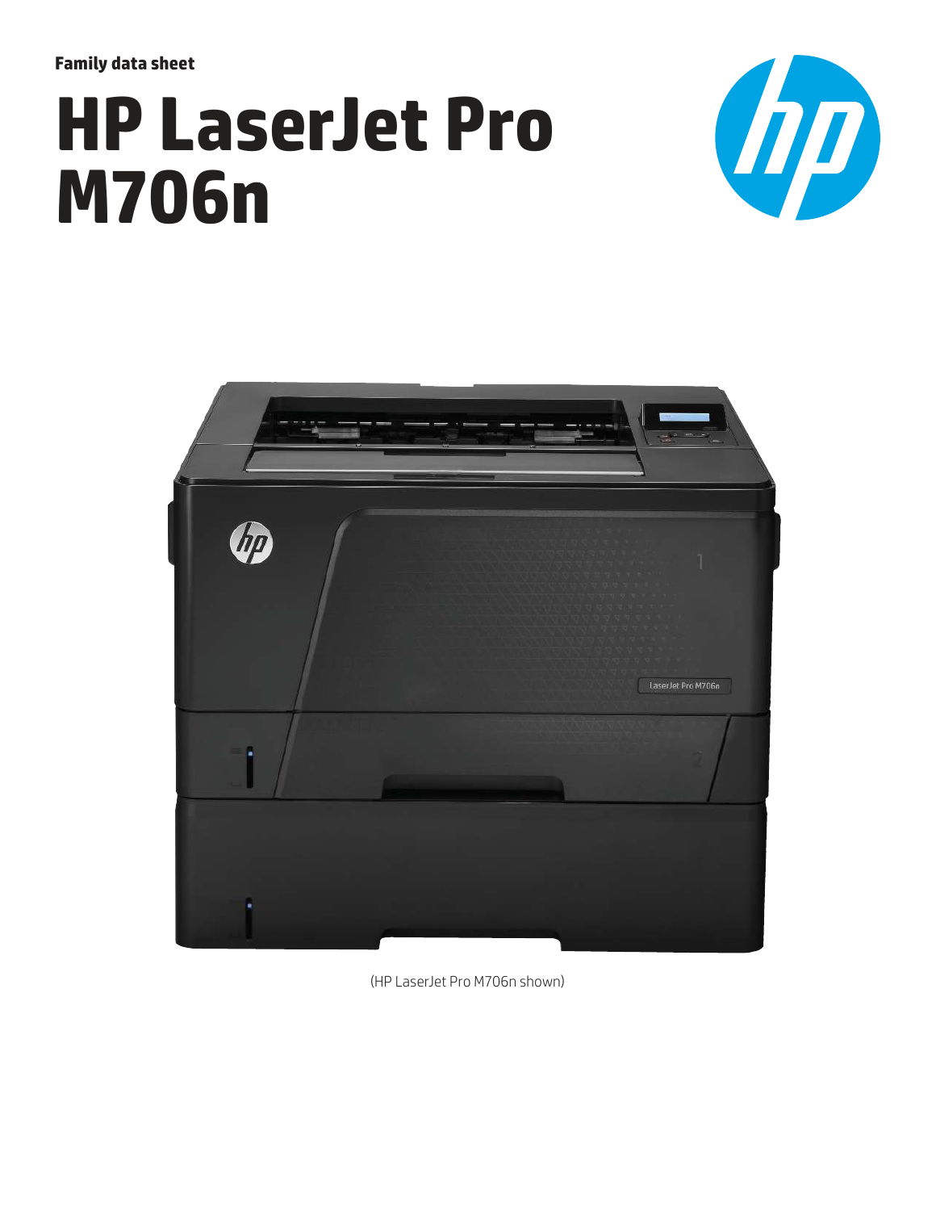**Family data sheet**

# HP LaserJet Pro M706n

(HP LaserJet Pro M706n shown)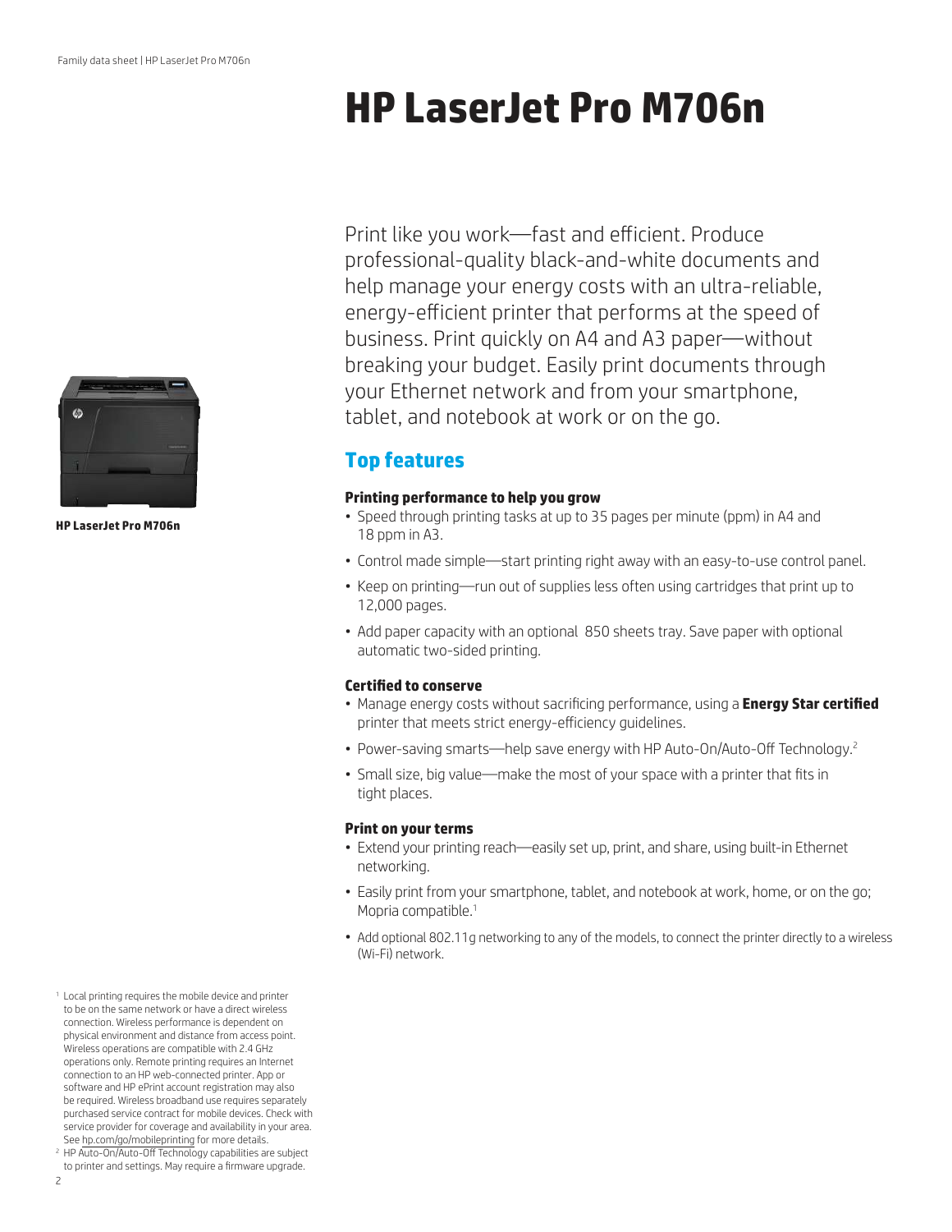# HP LaserJet Pro M706n

HP LaserJet Pro M706n

Print like you work—fast and efficient. Produce professional-quality black-and-white documents and help manage your energy costs with an ultra-reliable, energy-efficient printer that performs at the speed of business. Print quickly on A4 and A3 paper—without breaking your budget. Easily print documents through your Ethernet network and from your smartphone, tablet, and notebook at work or on the go.

## Top features

### Printing performance to help you grow

- Speed through printing tasks at up to 35 pages per minute (ppm) in A4 and 18 ppm in A3.
- Control made simple—start printing right away with an easy-to-use control panel.
- Keep on printing—run out of supplies less often using cartridges that print up to 12,000 pages.
- Add paper capacity with an optional 850 sheets tray. Save paper with optional automatic two-sided printing.

### Certified to conserve

- Manage energy costs without sacrificing performance, using a **Energy Star certified** printer that meets strict energy-efficiency guidelines.
- Power-saving smarts—help save energy with HP Auto-On/Auto-Off Technology.[2]
- Small size, big value—make the most of your space with a printer that fits in tight places.

### Print on your terms

- Extend your printing reach—easily set up, print, and share, using built-in Ethernet networking.
- Easily print from your smartphone, tablet, and notebook at work, home, or on the go; Mopria compatible.[1]
- Add optional 802.11g networking to any of the models, to connect the printer directly to a wireless (Wi-Fi) network.

[1] Local printing requires the mobile device and printer to be on the same network or have a direct wireless connection. Wireless performance is dependent on physical environment and distance from access point. Wireless operations are compatible with 2.4 GHz operations only. Remote printing requires an Internet connection to an HP web-connected printer. App or software and HP ePrint account registration may also be required. Wireless broadband use requires separately purchased service contract for mobile devices. Check with service provider for coverage and availability in your area. See hp.com/go/mobileprinting for more details.

[2] HP Auto-On/Auto-Off Technology capabilities are subject to printer and settings. May require a firmware upgrade.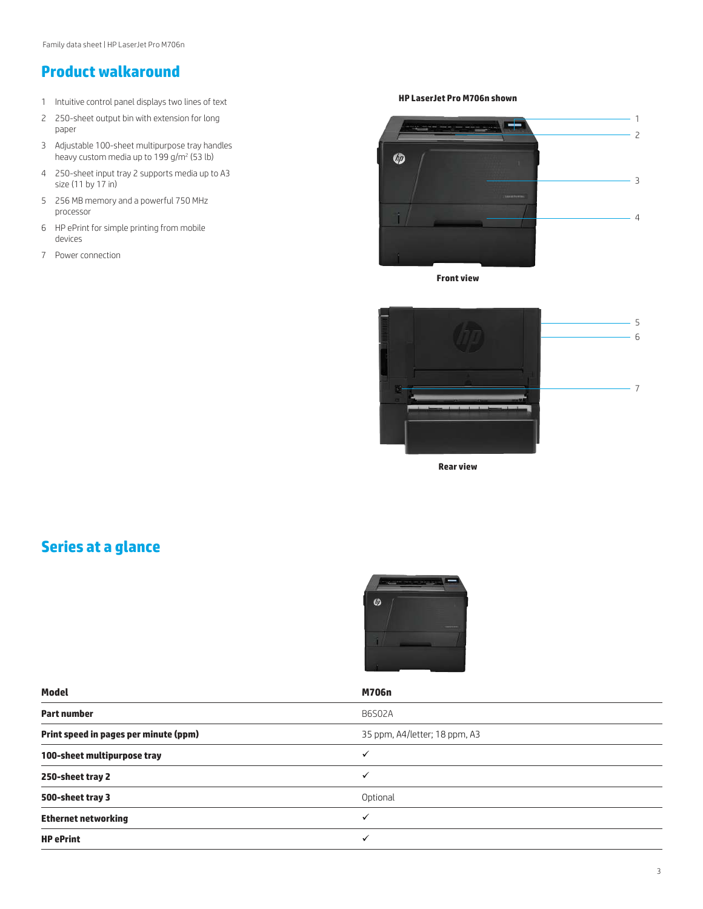## Product walkaround

1. Intuitive control panel displays two lines of text
2. 250-sheet output bin with extension for long paper
3. Adjustable 100-sheet multipurpose tray handles heavy custom media up to 199 g/m² (53 lb)
4. 250-sheet input tray 2 supports media up to A3 size (11 by 17 in)
5. 256 MB memory and a powerful 750 MHz processor
6. HP ePrint for simple printing from mobile devices
7. Power connection

**HP LaserJet Pro M706n shown**

1
2
3
4

**Front view**

5
6
7

**Rear view**

## Series at a glance

| **Model** | **M706n** |
|---|---|
| **Part number** | B6S02A |
| **Print speed in pages per minute (ppm)** | 35 ppm, A4/letter; 18 ppm, A3 |
| **100-sheet multipurpose tray** | ✓ |
| **250-sheet tray 2** | ✓ |
| **500-sheet tray 3** | Optional |
| **Ethernet networking** | ✓ |
| **HP ePrint** | ✓ |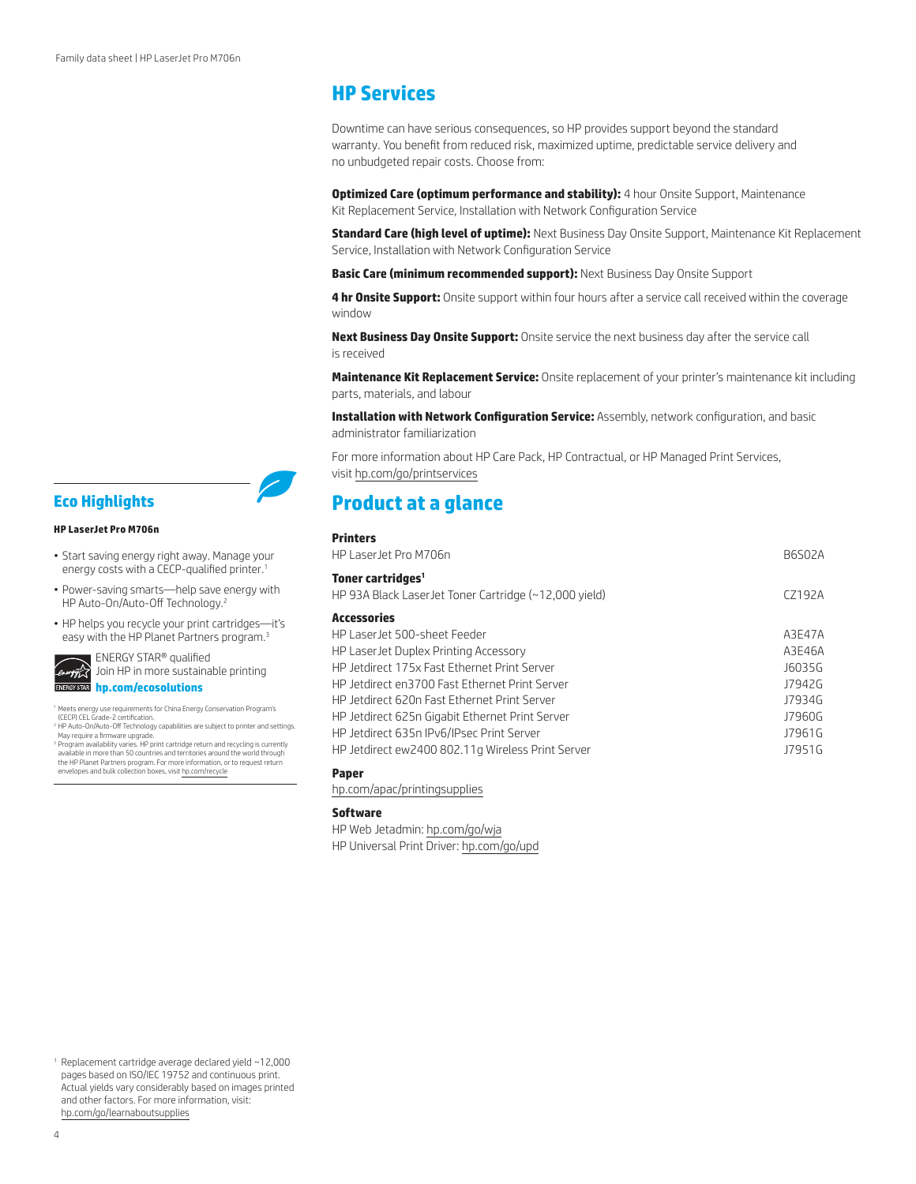## HP Services

Downtime can have serious consequences, so HP provides support beyond the standard warranty. You benefit from reduced risk, maximized uptime, predictable service delivery and no unbudgeted repair costs. Choose from:

**Optimized Care (optimum performance and stability):** 4 hour Onsite Support, Maintenance Kit Replacement Service, Installation with Network Configuration Service

**Standard Care (high level of uptime):** Next Business Day Onsite Support, Maintenance Kit Replacement Service, Installation with Network Configuration Service

**Basic Care (minimum recommended support):** Next Business Day Onsite Support

**4 hr Onsite Support:** Onsite support within four hours after a service call received within the coverage window

**Next Business Day Onsite Support:** Onsite service the next business day after the service call is received

**Maintenance Kit Replacement Service:** Onsite replacement of your printer's maintenance kit including parts, materials, and labour

**Installation with Network Configuration Service:** Assembly, network configuration, and basic administrator familiarization

For more information about HP Care Pack, HP Contractual, or HP Managed Print Services, visit hp.com/go/printservices

## Product at a glance

| | |
|---|---|
| **Printers** | |
| HP LaserJet Pro M706n | B6S02A |
| **Toner cartridges**[1] | |
| HP 93A Black LaserJet Toner Cartridge (~12,000 yield) | CZ192A |
| **Accessories** | |
| HP LaserJet 500-sheet Feeder | A3E47A |
| HP LaserJet Duplex Printing Accessory | A3E46A |
| HP Jetdirect 175x Fast Ethernet Print Server | J6035G |
| HP Jetdirect en3700 Fast Ethernet Print Server | J7942G |
| HP Jetdirect 620n Fast Ethernet Print Server | J7934G |
| HP Jetdirect 625n Gigabit Ethernet Print Server | J7960G |
| HP Jetdirect 635n IPv6/IPsec Print Server | J7961G |
| HP Jetdirect ew2400 802.11g Wireless Print Server | J7951G |

**Paper**

hp.com/apac/printingsupplies

**Software**

HP Web Jetadmin: hp.com/go/wja

HP Universal Print Driver: hp.com/go/upd

## Eco Highlights

**HP LaserJet Pro M706n**

- Start saving energy right away. Manage your energy costs with a CECP-qualified printer.[1]
- Power-saving smarts—help save energy with HP Auto-On/Auto-Off Technology.[2]
- HP helps you recycle your print cartridges—it's easy with the HP Planet Partners program.[3]

ENERGY STAR® qualified

Join HP in more sustainable printing

**hp.com/ecosolutions**

[1] Meets energy use requirements for China Energy Conservation Program's (CECP) CEL Grade-2 certification.
[2] HP Auto-On/Auto-Off Technology capabilities are subject to printer and settings. May require a firmware upgrade.
[3] Program availability varies. HP print cartridge return and recycling is currently available in more than 50 countries and territories around the world through the HP Planet Partners program. For more information, or to request return envelopes and bulk collection boxes, visit hp.com/recycle

[1] Replacement cartridge average declared yield ~12,000 pages based on ISO/IEC 19752 and continuous print. Actual yields vary considerably based on images printed and other factors. For more information, visit: hp.com/go/learnaboutsupplies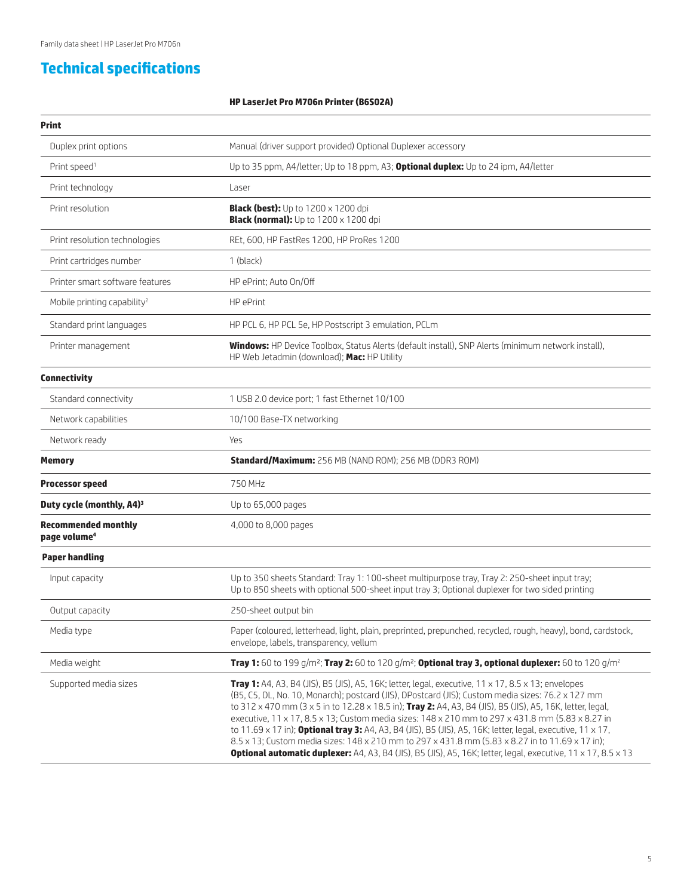# Technical specifications

| | HP LaserJet Pro M706n Printer (B6S02A) |
|---|---|
| **Print** | |
| Duplex print options | Manual (driver support provided) Optional Duplexer accessory |
| Print speed[1] | Up to 35 ppm, A4/letter; Up to 18 ppm, A3; **Optional duplex:** Up to 24 ipm, A4/letter |
| Print technology | Laser |
| Print resolution | **Black (best):** Up to 1200 x 1200 dpi<br>**Black (normal):** Up to 1200 x 1200 dpi |
| Print resolution technologies | REt, 600, HP FastRes 1200, HP ProRes 1200 |
| Print cartridges number | 1 (black) |
| Printer smart software features | HP ePrint; Auto On/Off |
| Mobile printing capability[2] | HP ePrint |
| Standard print languages | HP PCL 6, HP PCL 5e, HP Postscript 3 emulation, PCLm |
| Printer management | **Windows:** HP Device Toolbox, Status Alerts (default install), SNP Alerts (minimum network install), HP Web Jetadmin (download); **Mac:** HP Utility |
| **Connectivity** | |
| Standard connectivity | 1 USB 2.0 device port; 1 fast Ethernet 10/100 |
| Network capabilities | 10/100 Base-TX networking |
| Network ready | Yes |
| **Memory** | **Standard/Maximum:** 256 MB (NAND ROM); 256 MB (DDR3 ROM) |
| **Processor speed** | 750 MHz |
| **Duty cycle (monthly, A4)[3]** | Up to 65,000 pages |
| **Recommended monthly page volume[4]** | 4,000 to 8,000 pages |
| **Paper handling** | |
| Input capacity | Up to 350 sheets Standard: Tray 1: 100-sheet multipurpose tray, Tray 2: 250-sheet input tray; Up to 850 sheets with optional 500-sheet input tray 3; Optional duplexer for two sided printing |
| Output capacity | 250-sheet output bin |
| Media type | Paper (coloured, letterhead, light, plain, preprinted, prepunched, recycled, rough, heavy), bond, cardstock, envelope, labels, transparency, vellum |
| Media weight | **Tray 1:** 60 to 199 g/m²; **Tray 2:** 60 to 120 g/m²; **Optional tray 3, optional duplexer:** 60 to 120 g/m² |
| Supported media sizes | **Tray 1:** A4, A3, B4 (JIS), B5 (JIS), A5, 16K; letter, legal, executive, 11 x 17, 8.5 x 13; envelopes (B5, C5, DL, No. 10, Monarch); postcard (JIS), DPostcard (JIS); Custom media sizes: 76.2 x 127 mm to 312 x 470 mm (3 x 5 in to 12.28 x 18.5 in); **Tray 2:** A4, A3, B4 (JIS), B5 (JIS), A5, 16K, letter, legal, executive, 11 x 17, 8.5 x 13; Custom media sizes: 148 x 210 mm to 297 x 431.8 mm (5.83 x 8.27 in to 11.69 x 17 in); **Optional tray 3:** A4, A3, B4 (JIS), B5 (JIS), A5, 16K; letter, legal, executive, 11 x 17, 8.5 x 13; Custom media sizes: 148 x 210 mm to 297 x 431.8 mm (5.83 x 8.27 in to 11.69 x 17 in); **Optional automatic duplexer:** A4, A3, B4 (JIS), B5 (JIS), A5, 16K; letter, legal, executive, 11 x 17, 8.5 x 13 |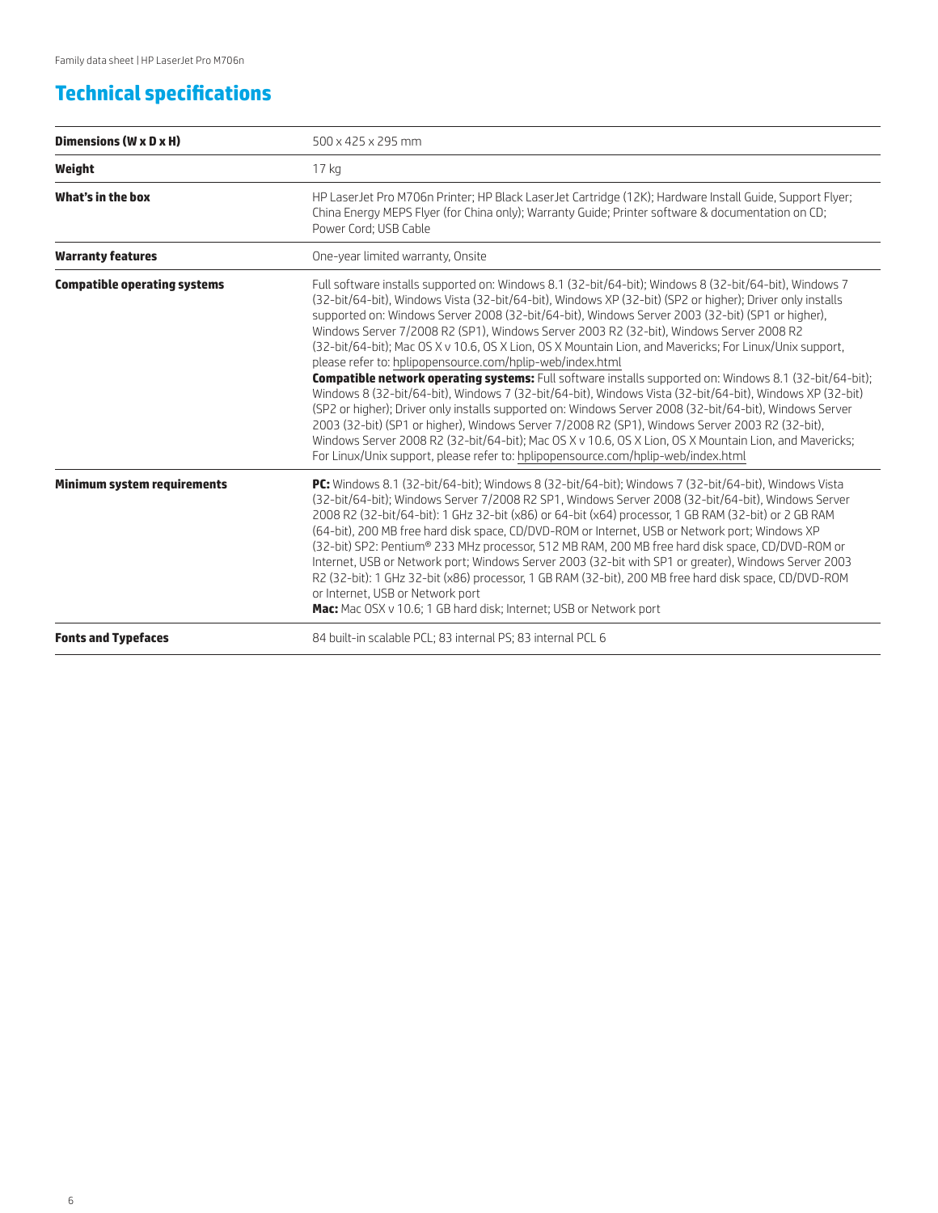## Technical specifications

| | |
|---|---|
| **Dimensions (W x D x H)** | 500 x 425 x 295 mm |
| **Weight** | 17 kg |
| **What's in the box** | HP LaserJet Pro M706n Printer; HP Black LaserJet Cartridge (12K); Hardware Install Guide, Support Flyer; China Energy MEPS Flyer (for China only); Warranty Guide; Printer software & documentation on CD; Power Cord; USB Cable |
| **Warranty features** | One-year limited warranty, Onsite |
| **Compatible operating systems** | Full software installs supported on: Windows 8.1 (32-bit/64-bit); Windows 8 (32-bit/64-bit), Windows 7 (32-bit/64-bit), Windows Vista (32-bit/64-bit), Windows XP (32-bit) (SP2 or higher); Driver only installs supported on: Windows Server 2008 (32-bit/64-bit), Windows Server 2003 (32-bit) (SP1 or higher), Windows Server 7/2008 R2 (SP1), Windows Server 2003 R2 (32-bit), Windows Server 2008 R2 (32-bit/64-bit); Mac OS X v 10.6, OS X Lion, OS X Mountain Lion, and Mavericks; For Linux/Unix support, please refer to: hplipopensource.com/hplip-web/index.html<br>**Compatible network operating systems:** Full software installs supported on: Windows 8.1 (32-bit/64-bit); Windows 8 (32-bit/64-bit), Windows 7 (32-bit/64-bit), Windows Vista (32-bit/64-bit), Windows XP (32-bit) (SP2 or higher); Driver only installs supported on: Windows Server 2008 (32-bit/64-bit), Windows Server 2003 (32-bit) (SP1 or higher), Windows Server 7/2008 R2 (SP1), Windows Server 2003 R2 (32-bit), Windows Server 2008 R2 (32-bit/64-bit); Mac OS X v 10.6, OS X Lion, OS X Mountain Lion, and Mavericks; For Linux/Unix support, please refer to: hplipopensource.com/hplip-web/index.html |
| **Minimum system requirements** | **PC:** Windows 8.1 (32-bit/64-bit); Windows 8 (32-bit/64-bit); Windows 7 (32-bit/64-bit), Windows Vista (32-bit/64-bit); Windows Server 7/2008 R2 SP1, Windows Server 2008 (32-bit/64-bit), Windows Server 2008 R2 (32-bit/64-bit): 1 GHz 32-bit (x86) or 64-bit (x64) processor, 1 GB RAM (32-bit) or 2 GB RAM (64-bit), 200 MB free hard disk space, CD/DVD-ROM or Internet, USB or Network port; Windows XP (32-bit) SP2: Pentium® 233 MHz processor, 512 MB RAM, 200 MB free hard disk space, CD/DVD-ROM or Internet, USB or Network port; Windows Server 2003 (32-bit with SP1 or greater), Windows Server 2003 R2 (32-bit): 1 GHz 32-bit (x86) processor, 1 GB RAM (32-bit), 200 MB free hard disk space, CD/DVD-ROM or Internet, USB or Network port<br>**Mac:** Mac OSX v 10.6; 1 GB hard disk; Internet; USB or Network port |
| **Fonts and Typefaces** | 84 built-in scalable PCL; 83 internal PS; 83 internal PCL 6 |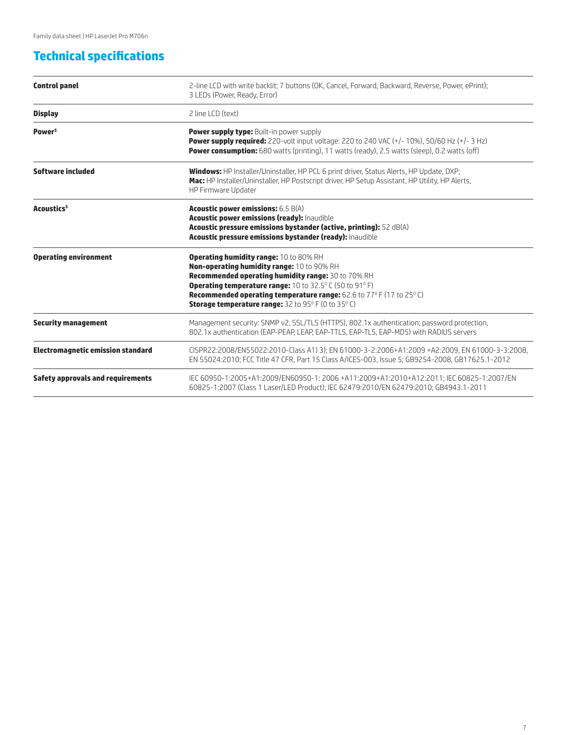## Technical specifications

| | |
|---|---|
| **Control panel** | 2-line LCD with write backlit; 7 buttons (OK, Cancel, Forward, Backward, Reverse, Power, ePrint); 3 LEDs (Power, Ready, Error) |
| **Display** | 2 line LCD (text) |
| **Power**[5] | **Power supply type:** Built-in power supply<br>**Power supply required:** 220-volt input voltage: 220 to 240 VAC (+/- 10%), 50/60 Hz (+/- 3 Hz)<br>**Power consumption:** 680 watts (printing), 11 watts (ready), 2.5 watts (sleep), 0.2 watts (off) |
| **Software included** | **Windows:** HP Installer/Uninstaller, HP PCL 6 print driver, Status Alerts, HP Update, DXP;<br>**Mac:** HP Installer/Uninstaller, HP Postscript driver, HP Setup Assistant, HP Utility, HP Alerts, HP Firmware Updater |
| **Acoustics**[5] | **Acoustic power emissions:** 6.5 B(A)<br>**Acoustic power emissions (ready):** Inaudible<br>**Acoustic pressure emissions bystander (active, printing):** 52 dB(A)<br>**Acoustic pressure emissions bystander (ready):** Inaudible |
| **Operating environment** | **Operating humidity range:** 10 to 80% RH<br>**Non-operating humidity range:** 10 to 90% RH<br>**Recommended operating humidity range:** 30 to 70% RH<br>**Operating temperature range:** 10 to 32.5° C (50 to 91° F)<br>**Recommended operating temperature range:** 62.6 to 77° F (17 to 25° C)<br>**Storage temperature range:** 32 to 95° F (0 to 35° C) |
| **Security management** | Management security: SNMP v2, SSL/TLS (HTTPS), 802.1x authentication; password protection, 802.1x authentication (EAP-PEAP, LEAP, EAP-TTLS, EAP-TLS, EAP-MD5) with RADIUS servers |
| **Electromagnetic emission standard** | CISPR22:2008/EN55022:2010-Class A1) 3); EN 61000-3-2:2006+A1:2009 +A2:2009, EN 61000-3-3:2008, EN 55024:2010; FCC Title 47 CFR, Part 15 Class A/ICES-003, Issue 5; GB9254-2008, GB17625.1-2012 |
| **Safety approvals and requirements** | IEC 60950-1:2005+A1:2009/EN60950-1: 2006 +A11:2009+A1:2010+A12:2011; IEC 60825-1:2007/EN 60825-1:2007 (Class 1 Laser/LED Product); IEC 62479:2010/EN 62479:2010; GB4943.1-2011 |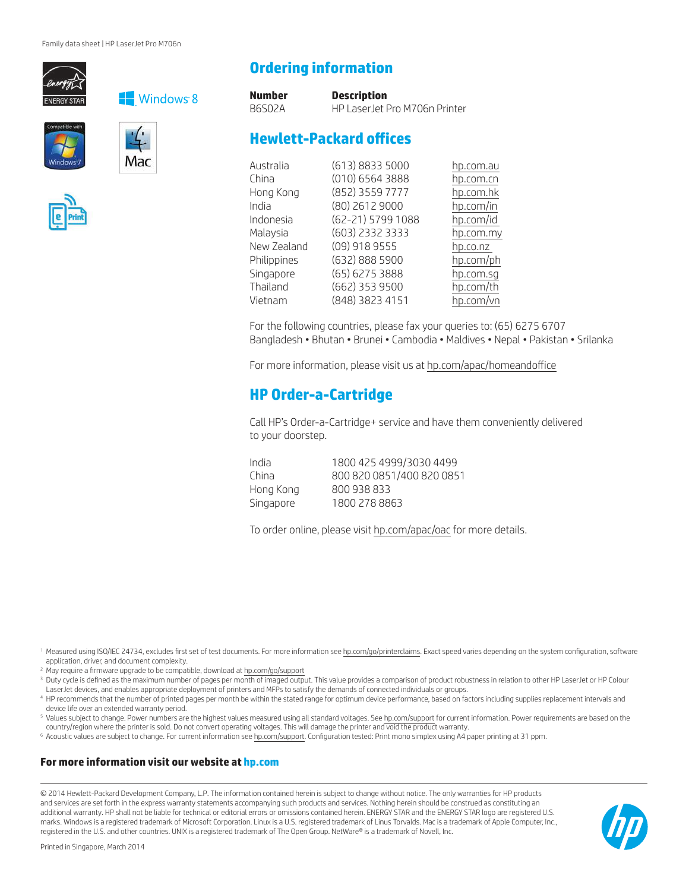## Ordering information

| Number | Description |
| --- | --- |
| B6S02A | HP LaserJet Pro M706n Printer |

## Hewlett-Packard offices

| | | |
| --- | --- | --- |
| Australia | (613) 8833 5000 | hp.com.au |
| China | (010) 6564 3888 | hp.com.cn |
| Hong Kong | (852) 3559 7777 | hp.com.hk |
| India | (80) 2612 9000 | hp.com/in |
| Indonesia | (62-21) 5799 1088 | hp.com/id |
| Malaysia | (603) 2332 3333 | hp.com.my |
| New Zealand | (09) 918 9555 | hp.co.nz |
| Philippines | (632) 888 5900 | hp.com/ph |
| Singapore | (65) 6275 3888 | hp.com.sg |
| Thailand | (662) 353 9500 | hp.com/th |
| Vietnam | (848) 3823 4151 | hp.com/vn |

For the following countries, please fax your queries to: (65) 6275 6707
Bangladesh • Bhutan • Brunei • Cambodia • Maldives • Nepal • Pakistan • Srilanka

For more information, please visit us at hp.com/apac/homeandoffice

## HP Order-a-Cartridge

Call HP's Order-a-Cartridge+ service and have them conveniently delivered to your doorstep.

| | |
| --- | --- |
| India | 1800 425 4999/3030 4499 |
| China | 800 820 0851/400 820 0851 |
| Hong Kong | 800 938 833 |
| Singapore | 1800 278 8863 |

To order online, please visit hp.com/apac/oac for more details.

[1] Measured using ISO/IEC 24734, excludes first set of test documents. For more information see hp.com/go/printerclaims. Exact speed varies depending on the system configuration, software application, driver, and document complexity.
[2] May require a firmware upgrade to be compatible, download at hp.com/go/support
[3] Duty cycle is defined as the maximum number of pages per month of imaged output. This value provides a comparison of product robustness in relation to other HP LaserJet or HP Colour LaserJet devices, and enables appropriate deployment of printers and MFPs to satisfy the demands of connected individuals or groups.
[4] HP recommends that the number of printed pages per month be within the stated range for optimum device performance, based on factors including supplies replacement intervals and device life over an extended warranty period.
[5] Values subject to change. Power numbers are the highest values measured using all standard voltages. See hp.com/support for current information. Power requirements are based on the country/region where the printer is sold. Do not convert operating voltages. This will damage the printer and void the product warranty.
[6] Acoustic values are subject to change. For current information see hp.com/support. Configuration tested: Print mono simplex using A4 paper printing at 31 ppm.

**For more information visit our website at hp.com**

© 2014 Hewlett-Packard Development Company, L.P. The information contained herein is subject to change without notice. The only warranties for HP products and services are set forth in the express warranty statements accompanying such products and services. Nothing herein should be construed as constituting an additional warranty. HP shall not be liable for technical or editorial errors or omissions contained herein. ENERGY STAR and the ENERGY STAR logo are registered U.S. marks. Windows is a registered trademark of Microsoft Corporation. Linux is a U.S. registered trademark of Linus Torvalds. Mac is a trademark of Apple Computer, Inc., registered in the U.S. and other countries. UNIX is a registered trademark of The Open Group. NetWare® is a trademark of Novell, Inc.

Printed in Singapore, March 2014